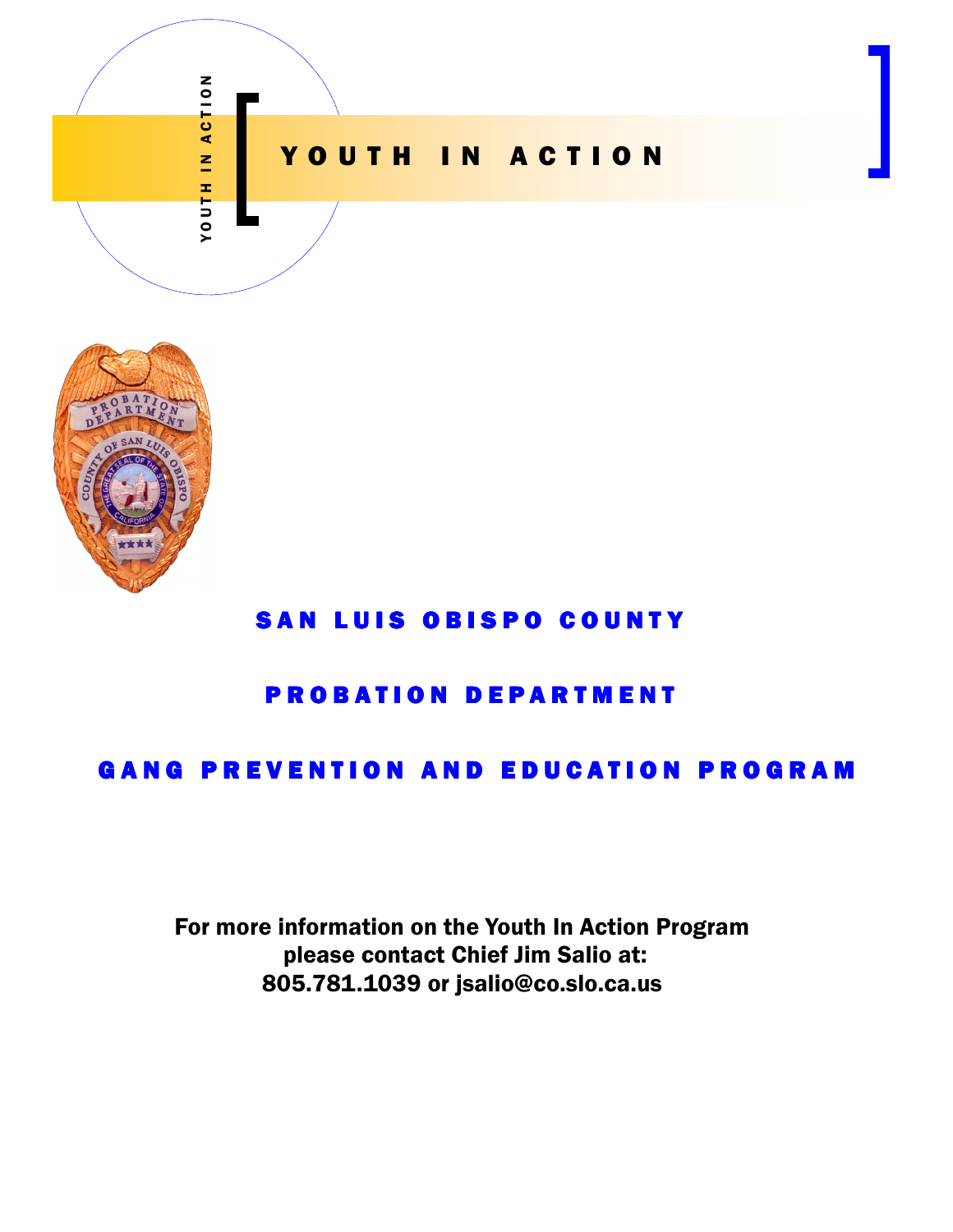# YOUTH IN ACTION

## SAN LUIS OBISPO COUNTY

## PROBATION DEPARTMENT

## GANG PREVENTION AND EDUCATION PROGRAM

**For more information on the Youth In Action Program please contact Chief Jim Salio at: 805.781.1039 or jsalio@co.slo.ca.us**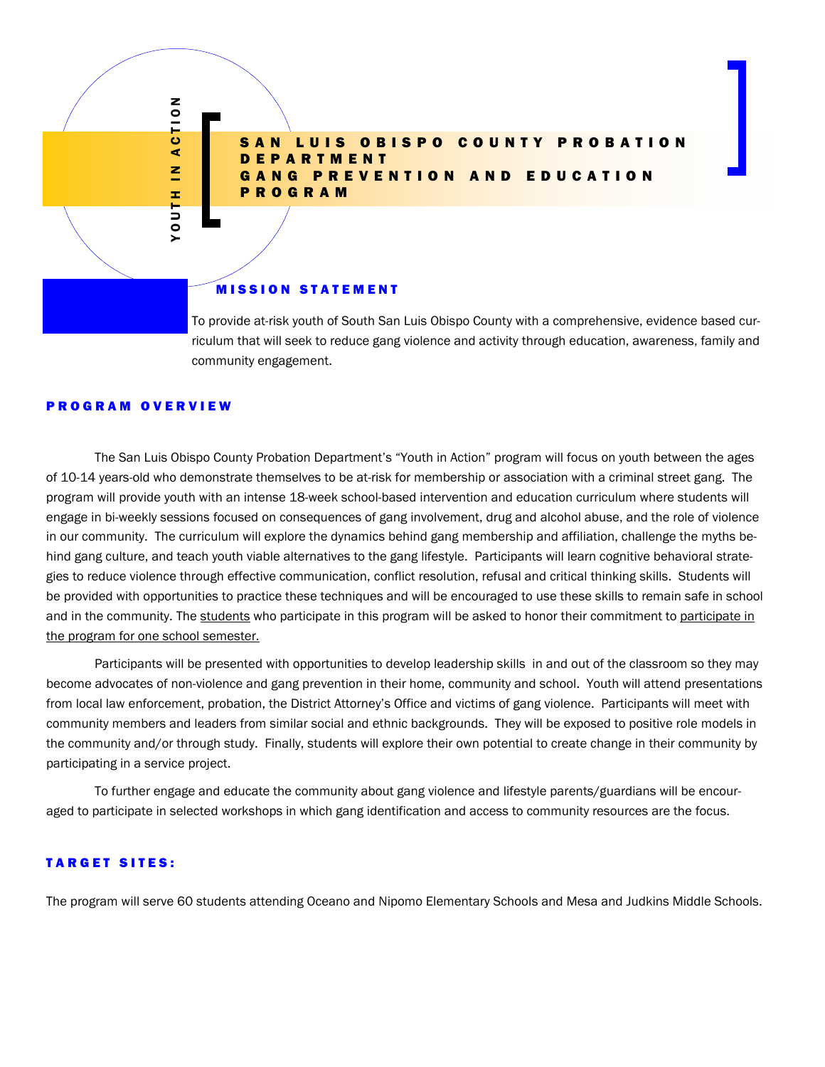YOUTH IN ACTION

# SAN LUIS OBISPO COUNTY PROBATION DEPARTMENT GANG PREVENTION AND EDUCATION PROGRAM

## MISSION STATEMENT

To provide at-risk youth of South San Luis Obispo County with a comprehensive, evidence based curriculum that will seek to reduce gang violence and activity through education, awareness, family and community engagement.

## PROGRAM OVERVIEW

The San Luis Obispo County Probation Department's "Youth in Action" program will focus on youth between the ages of 10-14 years-old who demonstrate themselves to be at-risk for membership or association with a criminal street gang. The program will provide youth with an intense 18-week school-based intervention and education curriculum where students will engage in bi-weekly sessions focused on consequences of gang involvement, drug and alcohol abuse, and the role of violence in our community. The curriculum will explore the dynamics behind gang membership and affiliation, challenge the myths behind gang culture, and teach youth viable alternatives to the gang lifestyle. Participants will learn cognitive behavioral strategies to reduce violence through effective communication, conflict resolution, refusal and critical thinking skills. Students will be provided with opportunities to practice these techniques and will be encouraged to use these skills to remain safe in school and in the community. The <u>students</u> who participate in this program will be asked to honor their commitment to <u>participate in the program for one school semester.</u>

Participants will be presented with opportunities to develop leadership skills in and out of the classroom so they may become advocates of non-violence and gang prevention in their home, community and school. Youth will attend presentations from local law enforcement, probation, the District Attorney's Office and victims of gang violence. Participants will meet with community members and leaders from similar social and ethnic backgrounds. They will be exposed to positive role models in the community and/or through study. Finally, students will explore their own potential to create change in their community by participating in a service project.

To further engage and educate the community about gang violence and lifestyle parents/guardians will be encouraged to participate in selected workshops in which gang identification and access to community resources are the focus.

## TARGET SITES:

The program will serve 60 students attending Oceano and Nipomo Elementary Schools and Mesa and Judkins Middle Schools.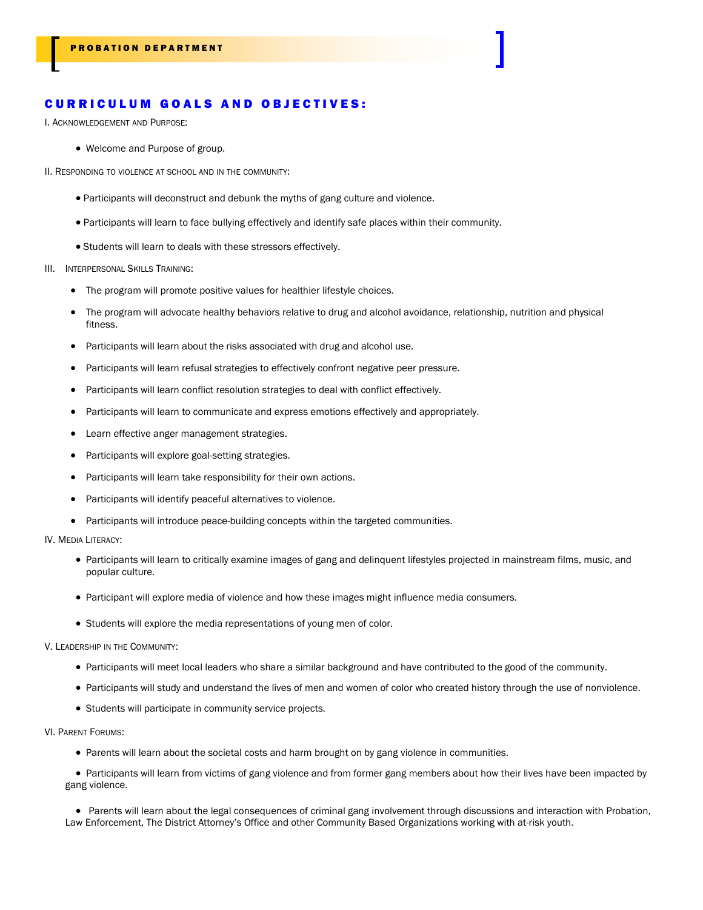## CURRICULUM GOALS AND OBJECTIVES:

I. Acknowledgement and Purpose:

- Welcome and Purpose of group.

II. Responding to violence at school and in the community:

- Participants will deconstruct and debunk the myths of gang culture and violence.
- Participants will learn to face bullying effectively and identify safe places within their community.
- Students will learn to deals with these stressors effectively.

III. Interpersonal Skills Training:

- The program will promote positive values for healthier lifestyle choices.
- The program will advocate healthy behaviors relative to drug and alcohol avoidance, relationship, nutrition and physical fitness.
- Participants will learn about the risks associated with drug and alcohol use.
- Participants will learn refusal strategies to effectively confront negative peer pressure.
- Participants will learn conflict resolution strategies to deal with conflict effectively.
- Participants will learn to communicate and express emotions effectively and appropriately.
- Learn effective anger management strategies.
- Participants will explore goal-setting strategies.
- Participants will learn take responsibility for their own actions.
- Participants will identify peaceful alternatives to violence.
- Participants will introduce peace-building concepts within the targeted communities.

IV. Media Literacy:

- Participants will learn to critically examine images of gang and delinquent lifestyles projected in mainstream films, music, and popular culture.
- Participant will explore media of violence and how these images might influence media consumers.
- Students will explore the media representations of young men of color.

V. Leadership in the Community:

- Participants will meet local leaders who share a similar background and have contributed to the good of the community.
- Participants will study and understand the lives of men and women of color who created history through the use of nonviolence.
- Students will participate in community service projects.

VI. Parent Forums:

- Parents will learn about the societal costs and harm brought on by gang violence in communities.
- Participants will learn from victims of gang violence and from former gang members about how their lives have been impacted by gang violence.
- Parents will learn about the legal consequences of criminal gang involvement through discussions and interaction with Probation, Law Enforcement, The District Attorney's Office and other Community Based Organizations working with at-risk youth.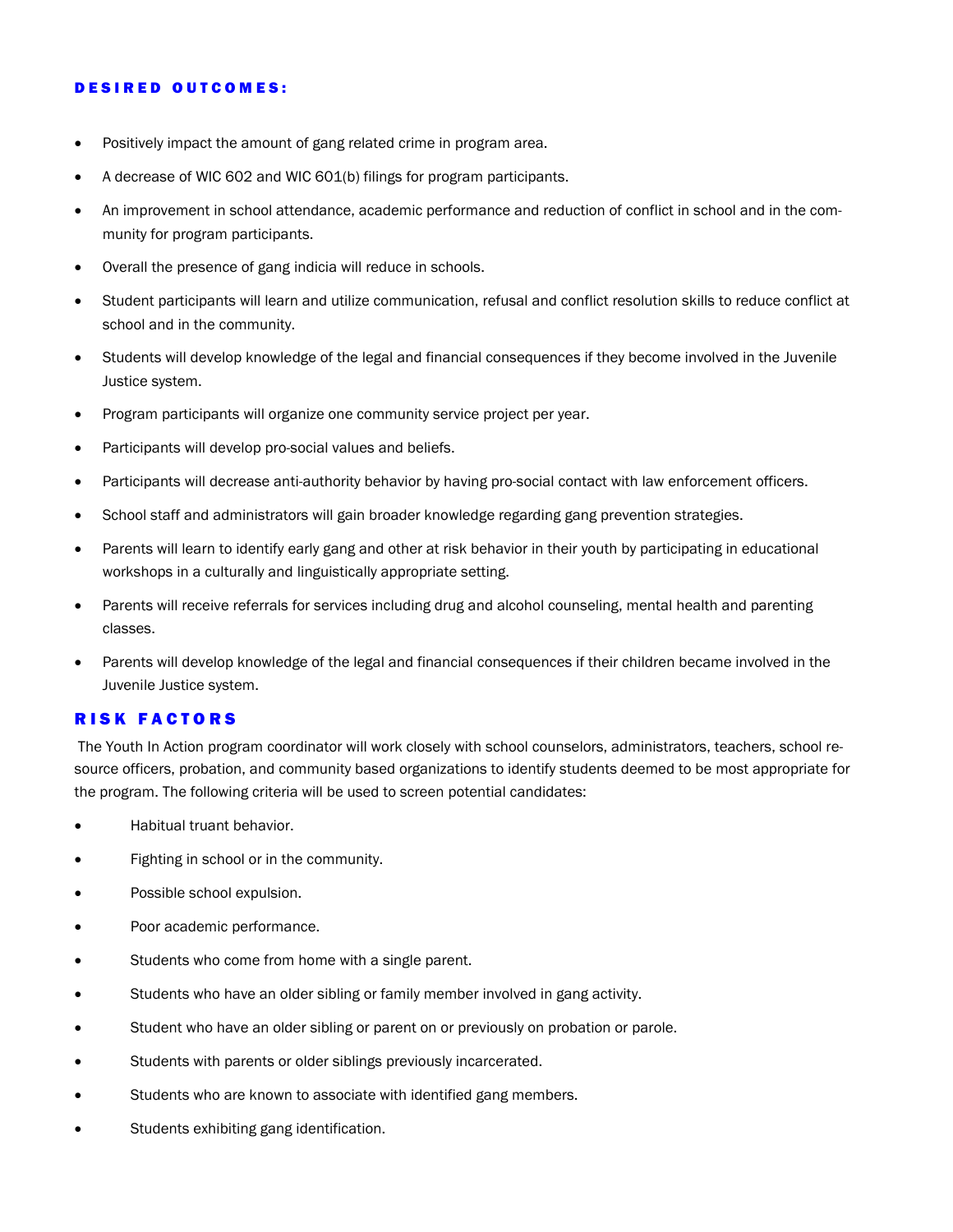## DESIRED OUTCOMES:

- Positively impact the amount of gang related crime in program area.
- A decrease of WIC 602 and WIC 601(b) filings for program participants.
- An improvement in school attendance, academic performance and reduction of conflict in school and in the community for program participants.
- Overall the presence of gang indicia will reduce in schools.
- Student participants will learn and utilize communication, refusal and conflict resolution skills to reduce conflict at school and in the community.
- Students will develop knowledge of the legal and financial consequences if they become involved in the Juvenile Justice system.
- Program participants will organize one community service project per year.
- Participants will develop pro-social values and beliefs.
- Participants will decrease anti-authority behavior by having pro-social contact with law enforcement officers.
- School staff and administrators will gain broader knowledge regarding gang prevention strategies.
- Parents will learn to identify early gang and other at risk behavior in their youth by participating in educational workshops in a culturally and linguistically appropriate setting.
- Parents will receive referrals for services including drug and alcohol counseling, mental health and parenting classes.
- Parents will develop knowledge of the legal and financial consequences if their children became involved in the Juvenile Justice system.

## RISK FACTORS

The Youth In Action program coordinator will work closely with school counselors, administrators, teachers, school resource officers, probation, and community based organizations to identify students deemed to be most appropriate for the program. The following criteria will be used to screen potential candidates:

- Habitual truant behavior.
- Fighting in school or in the community.
- Possible school expulsion.
- Poor academic performance.
- Students who come from home with a single parent.
- Students who have an older sibling or family member involved in gang activity.
- Student who have an older sibling or parent on or previously on probation or parole.
- Students with parents or older siblings previously incarcerated.
- Students who are known to associate with identified gang members.
- Students exhibiting gang identification.